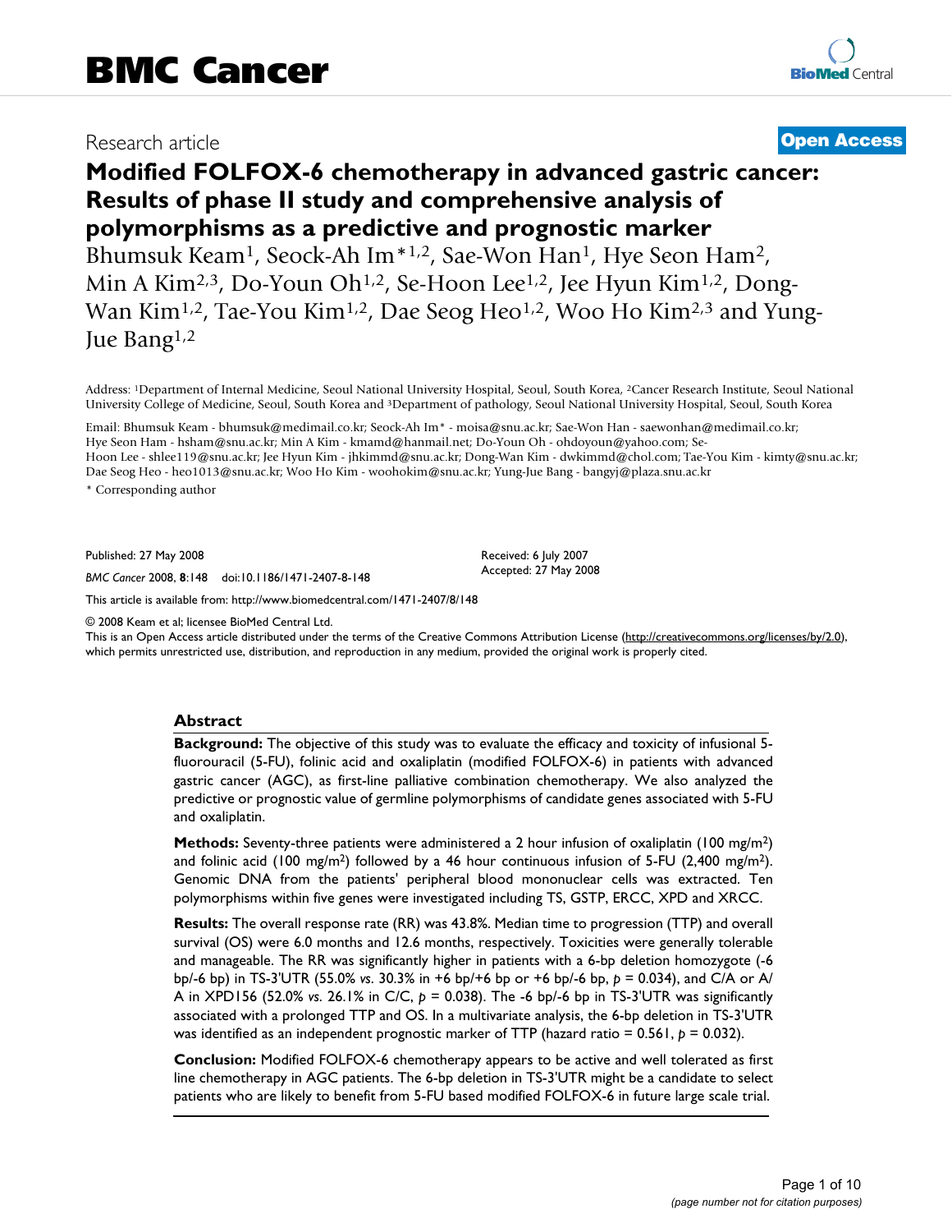Research article

**Open Access**

# Modified FOLFOX-6 chemotherapy in advanced gastric cancer: Results of phase II study and comprehensive analysis of polymorphisms as a predictive and prognostic marker

Bhumsuk Keam[1], Seock-Ah Im*[1,2], Sae-Won Han[1], Hye Seon Ham[2], Min A Kim[2,3], Do-Youn Oh[1,2], Se-Hoon Lee[1,2], Jee Hyun Kim[1,2], Dong-Wan Kim[1,2], Tae-You Kim[1,2], Dae Seog Heo[1,2], Woo Ho Kim[2,3] and Yung-Jue Bang[1,2]

Address: [1]Department of Internal Medicine, Seoul National University Hospital, Seoul, South Korea, [2]Cancer Research Institute, Seoul National University College of Medicine, Seoul, South Korea and [3]Department of pathology, Seoul National University Hospital, Seoul, South Korea

Email: Bhumsuk Keam - bhumsuk@medimail.co.kr; Seock-Ah Im* - moisa@snu.ac.kr; Sae-Won Han - saewonhan@medimail.co.kr; Hye Seon Ham - hsham@snu.ac.kr; Min A Kim - kmamd@hanmail.net; Do-Youn Oh - ohdoyoun@yahoo.com; Se-Hoon Lee - shlee119@snu.ac.kr; Jee Hyun Kim - jhkimmd@snu.ac.kr; Dong-Wan Kim - dwkimmd@chol.com; Tae-You Kim - kimty@snu.ac.kr; Dae Seog Heo - heo1013@snu.ac.kr; Woo Ho Kim - woohokim@snu.ac.kr; Yung-Jue Bang - bangyj@plaza.snu.ac.kr

\* Corresponding author

Published: 27 May 2008

*BMC Cancer* 2008, **8**:148 doi:10.1186/1471-2407-8-148

Received: 6 July 2007
Accepted: 27 May 2008

This article is available from: http://www.biomedcentral.com/1471-2407/8/148

© 2008 Keam et al; licensee BioMed Central Ltd.
This is an Open Access article distributed under the terms of the Creative Commons Attribution License (http://creativecommons.org/licenses/by/2.0), which permits unrestricted use, distribution, and reproduction in any medium, provided the original work is properly cited.

## Abstract

**Background:** The objective of this study was to evaluate the efficacy and toxicity of infusional 5-fluorouracil (5-FU), folinic acid and oxaliplatin (modified FOLFOX-6) in patients with advanced gastric cancer (AGC), as first-line palliative combination chemotherapy. We also analyzed the predictive or prognostic value of germline polymorphisms of candidate genes associated with 5-FU and oxaliplatin.

**Methods:** Seventy-three patients were administered a 2 hour infusion of oxaliplatin (100 mg/m$^2$) and folinic acid (100 mg/m$^2$) followed by a 46 hour continuous infusion of 5-FU (2,400 mg/m$^2$). Genomic DNA from the patients' peripheral blood mononuclear cells was extracted. Ten polymorphisms within five genes were investigated including TS, GSTP, ERCC, XPD and XRCC.

**Results:** The overall response rate (RR) was 43.8%. Median time to progression (TTP) and overall survival (OS) were 6.0 months and 12.6 months, respectively. Toxicities were generally tolerable and manageable. The RR was significantly higher in patients with a 6-bp deletion homozygote (-6 bp/-6 bp) in TS-3'UTR (55.0% *vs.* 30.3% in +6 bp/+6 bp or +6 bp/-6 bp, $p = 0.034$), and C/A or A/A in XPD156 (52.0% *vs.* 26.1% in C/C, $p = 0.038$). The -6 bp/-6 bp in TS-3'UTR was significantly associated with a prolonged TTP and OS. In a multivariate analysis, the 6-bp deletion in TS-3'UTR was identified as an independent prognostic marker of TTP (hazard ratio = 0.561, $p = 0.032$).

**Conclusion:** Modified FOLFOX-6 chemotherapy appears to be active and well tolerated as first line chemotherapy in AGC patients. The 6-bp deletion in TS-3'UTR might be a candidate to select patients who are likely to benefit from 5-FU based modified FOLFOX-6 in future large scale trial.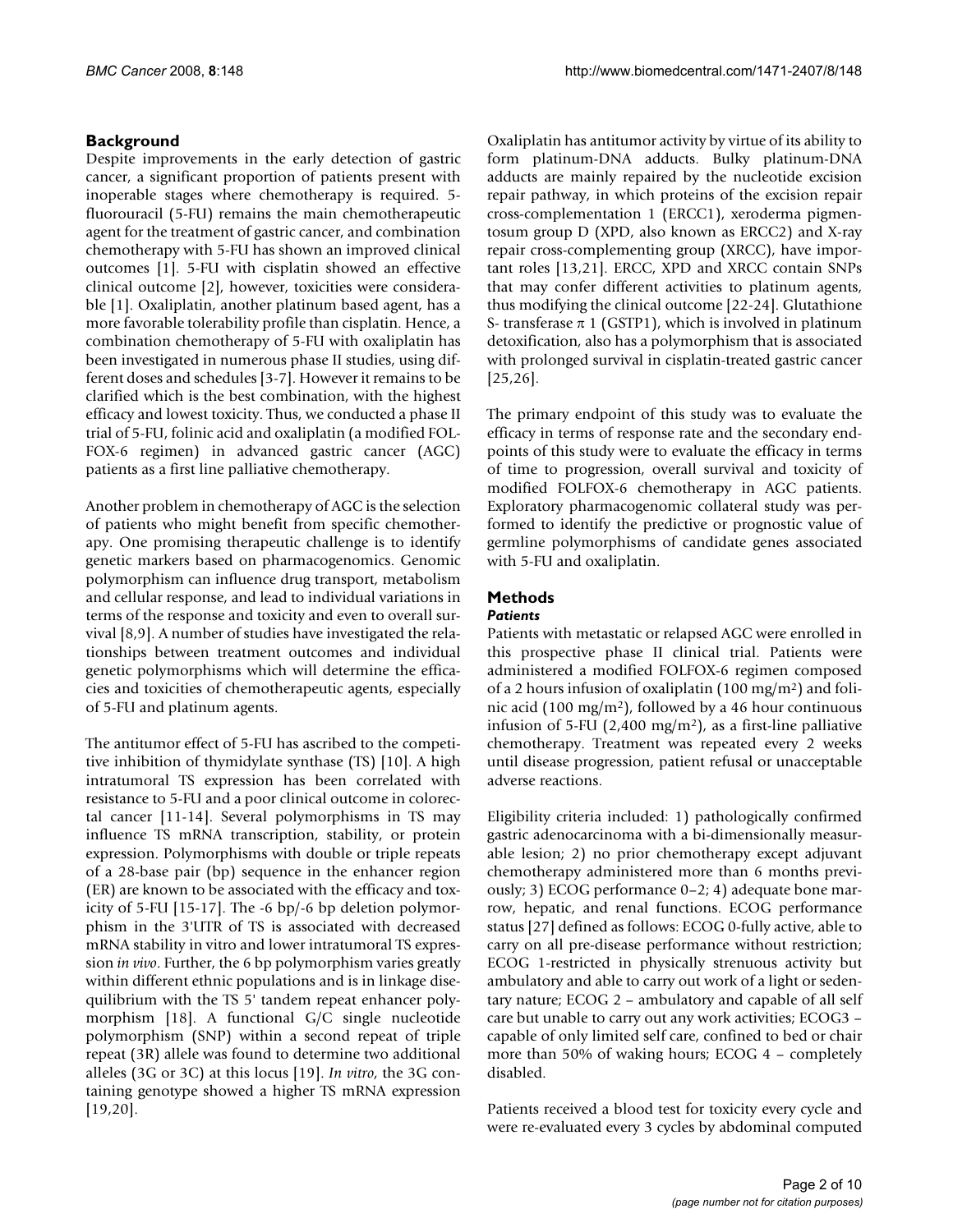## Background

Despite improvements in the early detection of gastric cancer, a significant proportion of patients present with inoperable stages where chemotherapy is required. 5-fluorouracil (5-FU) remains the main chemotherapeutic agent for the treatment of gastric cancer, and combination chemotherapy with 5-FU has shown an improved clinical outcomes [1]. 5-FU with cisplatin showed an effective clinical outcome [2], however, toxicities were considerable [1]. Oxaliplatin, another platinum based agent, has a more favorable tolerability profile than cisplatin. Hence, a combination chemotherapy of 5-FU with oxaliplatin has been investigated in numerous phase II studies, using different doses and schedules [3-7]. However it remains to be clarified which is the best combination, with the highest efficacy and lowest toxicity. Thus, we conducted a phase II trial of 5-FU, folinic acid and oxaliplatin (a modified FOLFOX-6 regimen) in advanced gastric cancer (AGC) patients as a first line palliative chemotherapy.

Another problem in chemotherapy of AGC is the selection of patients who might benefit from specific chemotherapy. One promising therapeutic challenge is to identify genetic markers based on pharmacogenomics. Genomic polymorphism can influence drug transport, metabolism and cellular response, and lead to individual variations in terms of the response and toxicity and even to overall survival [8,9]. A number of studies have investigated the relationships between treatment outcomes and individual genetic polymorphisms which will determine the efficacies and toxicities of chemotherapeutic agents, especially of 5-FU and platinum agents.

The antitumor effect of 5-FU has ascribed to the competitive inhibition of thymidylate synthase (TS) [10]. A high intratumoral TS expression has been correlated with resistance to 5-FU and a poor clinical outcome in colorectal cancer [11-14]. Several polymorphisms in TS may influence TS mRNA transcription, stability, or protein expression. Polymorphisms with double or triple repeats of a 28-base pair (bp) sequence in the enhancer region (ER) are known to be associated with the efficacy and toxicity of 5-FU [15-17]. The -6 bp/-6 bp deletion polymorphism in the 3'UTR of TS is associated with decreased mRNA stability in vitro and lower intratumoral TS expression *in vivo*. Further, the 6 bp polymorphism varies greatly within different ethnic populations and is in linkage disequilibrium with the TS 5' tandem repeat enhancer polymorphism [18]. A functional G/C single nucleotide polymorphism (SNP) within a second repeat of triple repeat (3R) allele was found to determine two additional alleles (3G or 3C) at this locus [19]. *In vitro*, the 3G containing genotype showed a higher TS mRNA expression [19,20].

Oxaliplatin has antitumor activity by virtue of its ability to form platinum-DNA adducts. Bulky platinum-DNA adducts are mainly repaired by the nucleotide excision repair pathway, in which proteins of the excision repair cross-complementation 1 (ERCC1), xeroderma pigmentosum group D (XPD, also known as ERCC2) and X-ray repair cross-complementing group (XRCC), have important roles [13,21]. ERCC, XPD and XRCC contain SNPs that may confer different activities to platinum agents, thus modifying the clinical outcome [22-24]. Glutathione S- transferase π 1 (GSTP1), which is involved in platinum detoxification, also has a polymorphism that is associated with prolonged survival in cisplatin-treated gastric cancer [25,26].

The primary endpoint of this study was to evaluate the efficacy in terms of response rate and the secondary endpoints of this study were to evaluate the efficacy in terms of time to progression, overall survival and toxicity of modified FOLFOX-6 chemotherapy in AGC patients. Exploratory pharmacogenomic collateral study was performed to identify the predictive or prognostic value of germline polymorphisms of candidate genes associated with 5-FU and oxaliplatin.

## Methods

### *Patients*

Patients with metastatic or relapsed AGC were enrolled in this prospective phase II clinical trial. Patients were administered a modified FOLFOX-6 regimen composed of a 2 hours infusion of oxaliplatin (100 mg/m$^2$) and folinic acid (100 mg/m$^2$), followed by a 46 hour continuous infusion of 5-FU (2,400 mg/m$^2$), as a first-line palliative chemotherapy. Treatment was repeated every 2 weeks until disease progression, patient refusal or unacceptable adverse reactions.

Eligibility criteria included: 1) pathologically confirmed gastric adenocarcinoma with a bi-dimensionally measurable lesion; 2) no prior chemotherapy except adjuvant chemotherapy administered more than 6 months previously; 3) ECOG performance 0–2; 4) adequate bone marrow, hepatic, and renal functions. ECOG performance status [27] defined as follows: ECOG 0-fully active, able to carry on all pre-disease performance without restriction; ECOG 1-restricted in physically strenuous activity but ambulatory and able to carry out work of a light or sedentary nature; ECOG 2 – ambulatory and capable of all self care but unable to carry out any work activities; ECOG3 – capable of only limited self care, confined to bed or chair more than 50% of waking hours; ECOG 4 – completely disabled.

Patients received a blood test for toxicity every cycle and were re-evaluated every 3 cycles by abdominal computed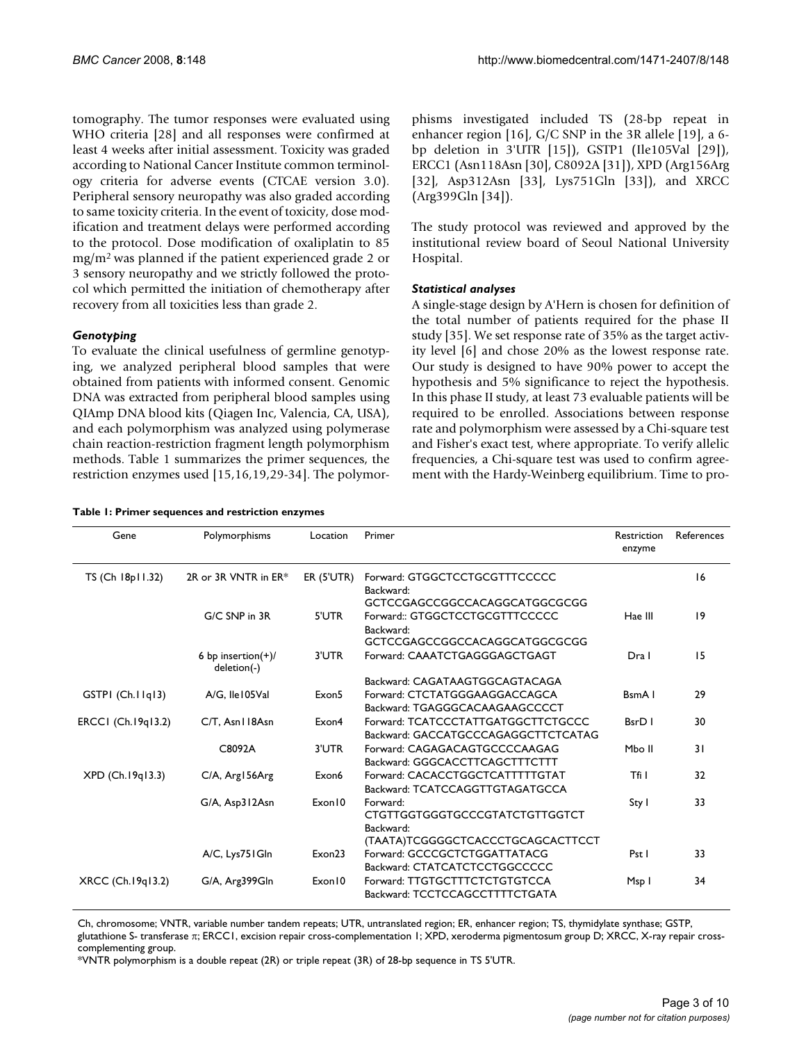tomography. The tumor responses were evaluated using WHO criteria [28] and all responses were confirmed at least 4 weeks after initial assessment. Toxicity was graded according to National Cancer Institute common terminology criteria for adverse events (CTCAE version 3.0). Peripheral sensory neuropathy was also graded according to same toxicity criteria. In the event of toxicity, dose modification and treatment delays were performed according to the protocol. Dose modification of oxaliplatin to 85 mg/m$^2$ was planned if the patient experienced grade 2 or 3 sensory neuropathy and we strictly followed the protocol which permitted the initiation of chemotherapy after recovery from all toxicities less than grade 2.

### *Genotyping*

To evaluate the clinical usefulness of germline genotyping, we analyzed peripheral blood samples that were obtained from patients with informed consent. Genomic DNA was extracted from peripheral blood samples using QIAmp DNA blood kits (Qiagen Inc, Valencia, CA, USA), and each polymorphism was analyzed using polymerase chain reaction-restriction fragment length polymorphism methods. Table 1 summarizes the primer sequences, the restriction enzymes used [15,16,19,29-34]. The polymorphisms investigated included TS (28-bp repeat in enhancer region [16], G/C SNP in the 3R allele [19], a 6-bp deletion in 3'UTR [15]), GSTP1 (Ile105Val [29]), ERCC1 (Asn118Asn [30], C8092A [31]), XPD (Arg156Arg [32], Asp312Asn [33], Lys751Gln [33]), and XRCC (Arg399Gln [34]).

The study protocol was reviewed and approved by the institutional review board of Seoul National University Hospital.

### *Statistical analyses*

A single-stage design by A'Hern is chosen for definition of the total number of patients required for the phase II study [35]. We set response rate of 35% as the target activity level [6] and chose 20% as the lowest response rate. Our study is designed to have 90% power to accept the hypothesis and 5% significance to reject the hypothesis. In this phase II study, at least 73 evaluable patients will be required to be enrolled. Associations between response rate and polymorphism were assessed by a Chi-square test and Fisher's exact test, where appropriate. To verify allelic frequencies, a Chi-square test was used to confirm agreement with the Hardy-Weinberg equilibrium. Time to pro-

**Table 1: Primer sequences and restriction enzymes**

| Gene | Polymorphisms | Location | Primer | Restriction enzyme | References |
|---|---|---|---|---|---|
| TS (Ch 18p11.32) | 2R or 3R VNTR in ER* | ER (5'UTR) | Forward: GTGGCTCCTGCGTTTCCCCC<br>Backward: GCTCCGAGCCGGCCACAGGCATGGCGCGG | | 16 |
| | G/C SNP in 3R | 5'UTR | Forward:: GTGGCTCCTGCGTTTCCCCC<br>Backward: GCTCCGAGCCGGCCACAGGCATGGCGCGG | Hae III | 19 |
| | 6 bp insertion(+)/ deletion(-) | 3'UTR | Forward: CAAATCTGAGGGAGCTGAGT<br>Backward: CAGATAAGTGGCAGTACAGA | Dra I | 15 |
| GSTP1 (Ch.11q13) | A/G, Ile105Val | Exon5 | Forward: CTCTATGGGAAGGACCAGCA<br>Backward: TGAGGGCACAAGAAGCCCCT | BsmA I | 29 |
| ERCC1 (Ch.19q13.2) | C/T, Asn118Asn | Exon4 | Forward: TCATCCCTATTGATGGCTTCTGCCC<br>Backward: GACCATGCCCAGAGGCTTCTCATAG | BsrD I | 30 |
| | C8092A | 3'UTR | Forward: CAGAGACAGTGCCCCAAGAG<br>Backward: GGGCACCTTCAGCTTTCTTT | Mbo II | 31 |
| XPD (Ch.19q13.3) | C/A, Arg156Arg | Exon6 | Forward: CACACCTGGCTCATTTTTGTAT<br>Backward: TCATCCAGGTTGTAGATGCCA | Tfi I | 32 |
| | G/A, Asp312Asn | Exon10 | Forward: CTGTTGGTGGGTGCCCGTATCTGTTGGTCT<br>Backward: (TAATA)TCGGGGCTCACCCTGCAGCACTTCCT | Sty I | 33 |
| | A/C, Lys751Gln | Exon23 | Forward: GCCCGCTCTGGATTATACG<br>Backward: CTATCATCTCCTGGCCCCC | Pst I | 33 |
| XRCC (Ch.19q13.2) | G/A, Arg399Gln | Exon10 | Forward: TTGTGCTTTCTCTGTGTCCA<br>Backward: TCCTCCAGCCTTTTCTGATA | Msp I | 34 |

Ch, chromosome; VNTR, variable number tandem repeats; UTR, untranslated region; ER, enhancer region; TS, thymidylate synthase; GSTP, glutathione S- transferase π; ERCC1, excision repair cross-complementation 1; XPD, xeroderma pigmentosum group D; XRCC, X-ray repair cross-complementing group.

*VNTR polymorphism is a double repeat (2R) or triple repeat (3R) of 28-bp sequence in TS 5'UTR.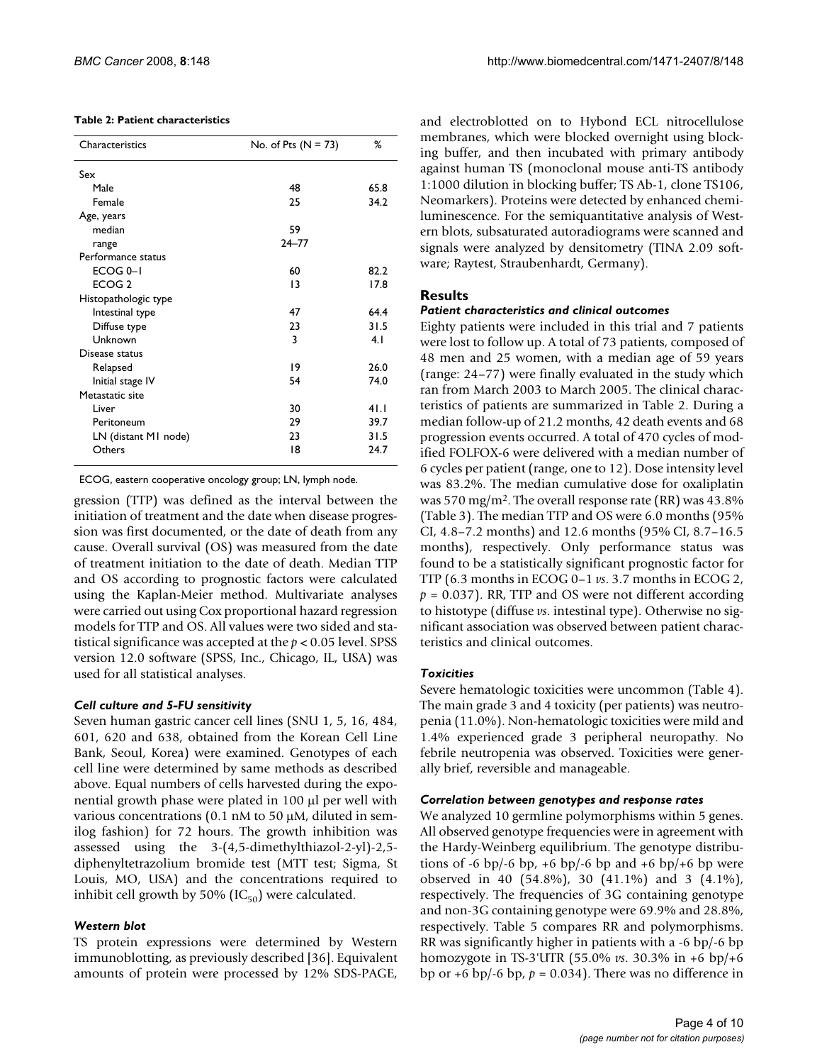**Table 2: Patient characteristics**

| Characteristics | No. of Pts (N = 73) | % |
|---|---|---|
| Sex | | |
| Male | 48 | 65.8 |
| Female | 25 | 34.2 |
| Age, years | | |
| median | 59 | |
| range | 24–77 | |
| Performance status | | |
| ECOG 0–1 | 60 | 82.2 |
| ECOG 2 | 13 | 17.8 |
| Histopathologic type | | |
| Intestinal type | 47 | 64.4 |
| Diffuse type | 23 | 31.5 |
| Unknown | 3 | 4.1 |
| Disease status | | |
| Relapsed | 19 | 26.0 |
| Initial stage IV | 54 | 74.0 |
| Metastatic site | | |
| Liver | 30 | 41.1 |
| Peritoneum | 29 | 39.7 |
| LN (distant M1 node) | 23 | 31.5 |
| Others | 18 | 24.7 |

ECOG, eastern cooperative oncology group; LN, lymph node.

gression (TTP) was defined as the interval between the initiation of treatment and the date when disease progression was first documented, or the date of death from any cause. Overall survival (OS) was measured from the date of treatment initiation to the date of death. Median TTP and OS according to prognostic factors were calculated using the Kaplan-Meier method. Multivariate analyses were carried out using Cox proportional hazard regression models for TTP and OS. All values were two sided and statistical significance was accepted at the $p < 0.05$ level. SPSS version 12.0 software (SPSS, Inc., Chicago, IL, USA) was used for all statistical analyses.

### *Cell culture and 5-FU sensitivity*

Seven human gastric cancer cell lines (SNU 1, 5, 16, 484, 601, 620 and 638, obtained from the Korean Cell Line Bank, Seoul, Korea) were examined. Genotypes of each cell line were determined by same methods as described above. Equal numbers of cells harvested during the exponential growth phase were plated in 100 μl per well with various concentrations (0.1 nM to 50 μM, diluted in semilog fashion) for 72 hours. The growth inhibition was assessed using the 3-(4,5-dimethylthiazol-2-yl)-2,5-diphenyltetrazolium bromide test (MTT test; Sigma, St Louis, MO, USA) and the concentrations required to inhibit cell growth by 50% ($IC_{50}$) were calculated.

### *Western blot*

TS protein expressions were determined by Western immunoblotting, as previously described [36]. Equivalent amounts of protein were processed by 12% SDS-PAGE, and electroblotted on to Hybond ECL nitrocellulose membranes, which were blocked overnight using blocking buffer, and then incubated with primary antibody against human TS (monoclonal mouse anti-TS antibody 1:1000 dilution in blocking buffer; TS Ab-1, clone TS106, Neomarkers). Proteins were detected by enhanced chemiluminescence. For the semiquantitative analysis of Western blots, subsaturated autoradiograms were scanned and signals were analyzed by densitometry (TINA 2.09 software; Raytest, Straubenhardt, Germany).

## Results

### *Patient characteristics and clinical outcomes*

Eighty patients were included in this trial and 7 patients were lost to follow up. A total of 73 patients, composed of 48 men and 25 women, with a median age of 59 years (range: 24–77) were finally evaluated in the study which ran from March 2003 to March 2005. The clinical characteristics of patients are summarized in Table 2. During a median follow-up of 21.2 months, 42 death events and 68 progression events occurred. A total of 470 cycles of modified FOLFOX-6 were delivered with a median number of 6 cycles per patient (range, one to 12). Dose intensity level was 83.2%. The median cumulative dose for oxaliplatin was 570 mg/m$^2$. The overall response rate (RR) was 43.8% (Table 3). The median TTP and OS were 6.0 months (95% CI, 4.8–7.2 months) and 12.6 months (95% CI, 8.7–16.5 months), respectively. Only performance status was found to be a statistically significant prognostic factor for TTP (6.3 months in ECOG 0–1 *vs*. 3.7 months in ECOG 2, $p = 0.037$). RR, TTP and OS were not different according to histotype (diffuse *vs*. intestinal type). Otherwise no significant association was observed between patient characteristics and clinical outcomes.

### *Toxicities*

Severe hematologic toxicities were uncommon (Table 4). The main grade 3 and 4 toxicity (per patients) was neutropenia (11.0%). Non-hematologic toxicities were mild and 1.4% experienced grade 3 peripheral neuropathy. No febrile neutropenia was observed. Toxicities were generally brief, reversible and manageable.

### *Correlation between genotypes and response rates*

We analyzed 10 germline polymorphisms within 5 genes. All observed genotype frequencies were in agreement with the Hardy-Weinberg equilibrium. The genotype distributions of -6 bp/-6 bp, +6 bp/-6 bp and +6 bp/+6 bp were observed in 40 (54.8%), 30 (41.1%) and 3 (4.1%), respectively. The frequencies of 3G containing genotype and non-3G containing genotype were 69.9% and 28.8%, respectively. Table 5 compares RR and polymorphisms. RR was significantly higher in patients with a -6 bp/-6 bp homozygote in TS-3'UTR (55.0% *vs*. 30.3% in +6 bp/+6 bp or +6 bp/-6 bp, $p = 0.034$). There was no difference in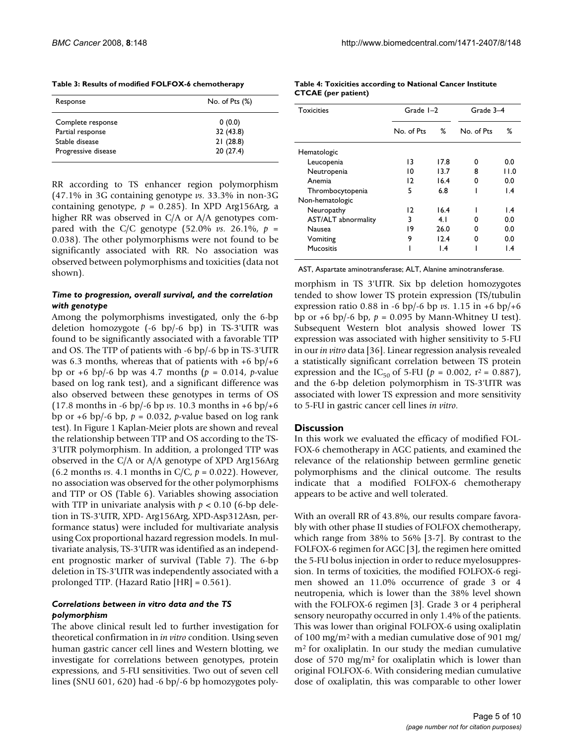**Table 3: Results of modified FOLFOX-6 chemotherapy**

| Response | No. of Pts (%) |
|---|---|
| Complete response | 0 (0.0) |
| Partial response | 32 (43.8) |
| Stable disease | 21 (28.8) |
| Progressive disease | 20 (27.4) |

RR according to TS enhancer region polymorphism (47.1% in 3G containing genotype *vs*. 33.3% in non-3G containing genotype, $p = 0.285$). In XPD Arg156Arg, a higher RR was observed in C/A or A/A genotypes compared with the C/C genotype (52.0% *vs*. 26.1%, $p = 0.038$). The other polymorphisms were not found to be significantly associated with RR. No association was observed between polymorphisms and toxicities (data not shown).

### *Time to progression, overall survival, and the correlation with genotype*

Among the polymorphisms investigated, only the 6-bp deletion homozygote (-6 bp/-6 bp) in TS-3'UTR was found to be significantly associated with a favorable TTP and OS. The TTP of patients with -6 bp/-6 bp in TS-3'UTR was 6.3 months, whereas that of patients with +6 bp/+6 bp or +6 bp/-6 bp was 4.7 months ($p = 0.014$, *p*-value based on log rank test), and a significant difference was also observed between these genotypes in terms of OS (17.8 months in -6 bp/-6 bp *vs*. 10.3 months in +6 bp/+6 bp or +6 bp/-6 bp, $p = 0.032$, *p*-value based on log rank test). In Figure 1 Kaplan-Meier plots are shown and reveal the relationship between TTP and OS according to the TS-3'UTR polymorphism. In addition, a prolonged TTP was observed in the C/A or A/A genotype of XPD Arg156Arg (6.2 months *vs*. 4.1 months in C/C, $p = 0.022$). However, no association was observed for the other polymorphisms and TTP or OS (Table 6). Variables showing association with TTP in univariate analysis with $p < 0.10$ (6-bp deletion in TS-3'UTR, XPD- Arg156Arg, XPD-Asp312Asn, performance status) were included for multivariate analysis using Cox proportional hazard regression models. In multivariate analysis, TS-3'UTR was identified as an independent prognostic marker of survival (Table 7). The 6-bp deletion in TS-3'UTR was independently associated with a prolonged TTP. (Hazard Ratio [HR] = 0.561).

### *Correlations between in vitro data and the TS polymorphism*

The above clinical result led to further investigation for theoretical confirmation in *in vitro* condition. Using seven human gastric cancer cell lines and Western blotting, we investigate for correlations between genotypes, protein expressions, and 5-FU sensitivities. Two out of seven cell lines (SNU 601, 620) had -6 bp/-6 bp homozygotes polymorphism in TS 3'UTR. Six bp deletion homozygotes tended to show lower TS protein expression (TS/tubulin expression ratio 0.88 in -6 bp/-6 bp *vs*. 1.15 in +6 bp/+6 bp or +6 bp/-6 bp, $p = 0.095$ by Mann-Whitney U test). Subsequent Western blot analysis showed lower TS expression was associated with higher sensitivity to 5-FU in our *in vitro* data [36]. Linear regression analysis revealed a statistically significant correlation between TS protein expression and the $IC_{50}$ of 5-FU ($p = 0.002$, $r^2 = 0.887$), and the 6-bp deletion polymorphism in TS-3'UTR was associated with lower TS expression and more sensitivity to 5-FU in gastric cancer cell lines *in vitro*.

**Table 4: Toxicities according to National Cancer Institute CTCAE (per patient)**

| Toxicities | Grade 1–2 | | Grade 3–4 | |
|---|---|---|---|---|
| | No. of Pts | % | No. of Pts | % |
| Hematologic | | | | |
| Leucopenia | 13 | 17.8 | 0 | 0.0 |
| Neutropenia | 10 | 13.7 | 8 | 11.0 |
| Anemia | 12 | 16.4 | 0 | 0.0 |
| Thrombocytopenia | 5 | 6.8 | 1 | 1.4 |
| Non-hematologic | | | | |
| Neuropathy | 12 | 16.4 | 1 | 1.4 |
| AST/ALT abnormality | 3 | 4.1 | 0 | 0.0 |
| Nausea | 19 | 26.0 | 0 | 0.0 |
| Vomiting | 9 | 12.4 | 0 | 0.0 |
| Mucositis | 1 | 1.4 | 1 | 1.4 |

AST, Aspartate aminotransferase; ALT, Alanine aminotransferase.

## Discussion

In this work we evaluated the efficacy of modified FOLFOX-6 chemotherapy in AGC patients, and examined the relevance of the relationship between germline genetic polymorphisms and the clinical outcome. The results indicate that a modified FOLFOX-6 chemotherapy appears to be active and well tolerated.

With an overall RR of 43.8%, our results compare favorably with other phase II studies of FOLFOX chemotherapy, which range from 38% to 56% [3-7]. By contrast to the FOLFOX-6 regimen for AGC [3], the regimen here omitted the 5-FU bolus injection in order to reduce myelosuppression. In terms of toxicities, the modified FOLFOX-6 regimen showed an 11.0% occurrence of grade 3 or 4 neutropenia, which is lower than the 38% level shown with the FOLFOX-6 regimen [3]. Grade 3 or 4 peripheral sensory neuropathy occurred in only 1.4% of the patients. This was lower than original FOLFOX-6 using oxaliplatin of 100 mg/m$^2$ with a median cumulative dose of 901 mg/m$^2$ for oxaliplatin. In our study the median cumulative dose of 570 mg/m$^2$ for oxaliplatin which is lower than original FOLFOX-6. With considering median cumulative dose of oxaliplatin, this was comparable to other lower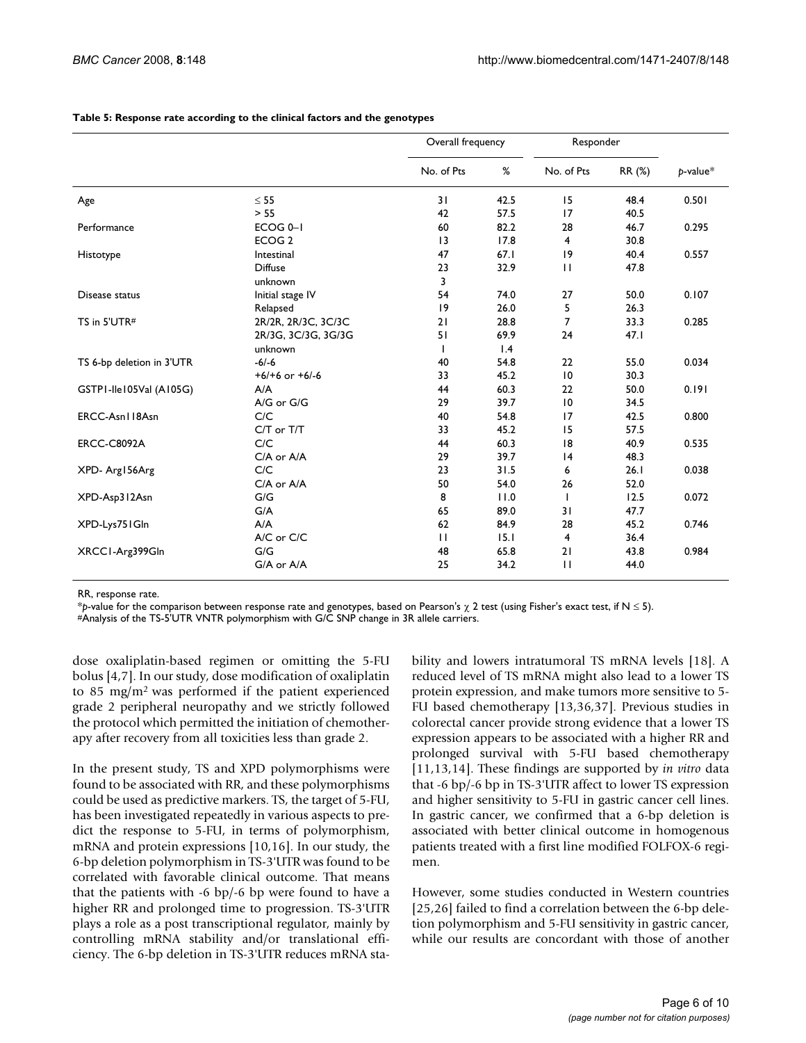**Table 5: Response rate according to the clinical factors and the genotypes**

| | | Overall frequency | | Responder | | |
|---|---|---|---|---|---|---|
| | | No. of Pts | % | No. of Pts | RR (%) | *p*-value* |
| Age | ≤ 55 | 31 | 42.5 | 15 | 48.4 | 0.501 |
| | > 55 | 42 | 57.5 | 17 | 40.5 | |
| Performance | ECOG 0–1 | 60 | 82.2 | 28 | 46.7 | 0.295 |
| | ECOG 2 | 13 | 17.8 | 4 | 30.8 | |
| Histotype | Intestinal | 47 | 67.1 | 19 | 40.4 | 0.557 |
| | Diffuse | 23 | 32.9 | 11 | 47.8 | |
| | unknown | 3 | | | | |
| Disease status | Initial stage IV | 54 | 74.0 | 27 | 50.0 | 0.107 |
| | Relapsed | 19 | 26.0 | 5 | 26.3 | |
| TS in 5'UTR# | 2R/2R, 2R/3C, 3C/3C | 21 | 28.8 | 7 | 33.3 | 0.285 |
| | 2R/3G, 3C/3G, 3G/3G | 51 | 69.9 | 24 | 47.1 | |
| | unknown | 1 | 1.4 | | | |
| TS 6-bp deletion in 3'UTR | -6/-6 | 40 | 54.8 | 22 | 55.0 | 0.034 |
| | +6/+6 or +6/-6 | 33 | 45.2 | 10 | 30.3 | |
| GSTP1-Ile105Val (A105G) | A/A | 44 | 60.3 | 22 | 50.0 | 0.191 |
| | A/G or G/G | 29 | 39.7 | 10 | 34.5 | |
| ERCC-Asn118Asn | C/C | 40 | 54.8 | 17 | 42.5 | 0.800 |
| | C/T or T/T | 33 | 45.2 | 15 | 57.5 | |
| ERCC-C8092A | C/C | 44 | 60.3 | 18 | 40.9 | 0.535 |
| | C/A or A/A | 29 | 39.7 | 14 | 48.3 | |
| XPD- Arg156Arg | C/C | 23 | 31.5 | 6 | 26.1 | 0.038 |
| | C/A or A/A | 50 | 54.0 | 26 | 52.0 | |
| XPD-Asp312Asn | G/G | 8 | 11.0 | 1 | 12.5 | 0.072 |
| | G/A | 65 | 89.0 | 31 | 47.7 | |
| XPD-Lys751Gln | A/A | 62 | 84.9 | 28 | 45.2 | 0.746 |
| | A/C or C/C | 11 | 15.1 | 4 | 36.4 | |
| XRCC1-Arg399Gln | G/G | 48 | 65.8 | 21 | 43.8 | 0.984 |
| | G/A or A/A | 25 | 34.2 | 11 | 44.0 | |

RR, response rate.
**p*-value for the comparison between response rate and genotypes, based on Pearson's $\chi$ 2 test (using Fisher's exact test, if N ≤ 5).
#Analysis of the TS-5'UTR VNTR polymorphism with G/C SNP change in 3R allele carriers.

dose oxaliplatin-based regimen or omitting the 5-FU bolus [4,7]. In our study, dose modification of oxaliplatin to 85 mg/m$^2$ was performed if the patient experienced grade 2 peripheral neuropathy and we strictly followed the protocol which permitted the initiation of chemotherapy after recovery from all toxicities less than grade 2.

In the present study, TS and XPD polymorphisms were found to be associated with RR, and these polymorphisms could be used as predictive markers. TS, the target of 5-FU, has been investigated repeatedly in various aspects to predict the response to 5-FU, in terms of polymorphism, mRNA and protein expressions [10,16]. In our study, the 6-bp deletion polymorphism in TS-3'UTR was found to be correlated with favorable clinical outcome. That means that the patients with -6 bp/-6 bp were found to have a higher RR and prolonged time to progression. TS-3'UTR plays a role as a post transcriptional regulator, mainly by controlling mRNA stability and/or translational efficiency. The 6-bp deletion in TS-3'UTR reduces mRNA stability and lowers intratumoral TS mRNA levels [18]. A reduced level of TS mRNA might also lead to a lower TS protein expression, and make tumors more sensitive to 5-FU based chemotherapy [13,36,37]. Previous studies in colorectal cancer provide strong evidence that a lower TS expression appears to be associated with a higher RR and prolonged survival with 5-FU based chemotherapy [11,13,14]. These findings are supported by *in vitro* data that -6 bp/-6 bp in TS-3'UTR affect to lower TS expression and higher sensitivity to 5-FU in gastric cancer cell lines. In gastric cancer, we confirmed that a 6-bp deletion is associated with better clinical outcome in homogenous patients treated with a first line modified FOLFOX-6 regimen.

However, some studies conducted in Western countries [25,26] failed to find a correlation between the 6-bp deletion polymorphism and 5-FU sensitivity in gastric cancer, while our results are concordant with those of another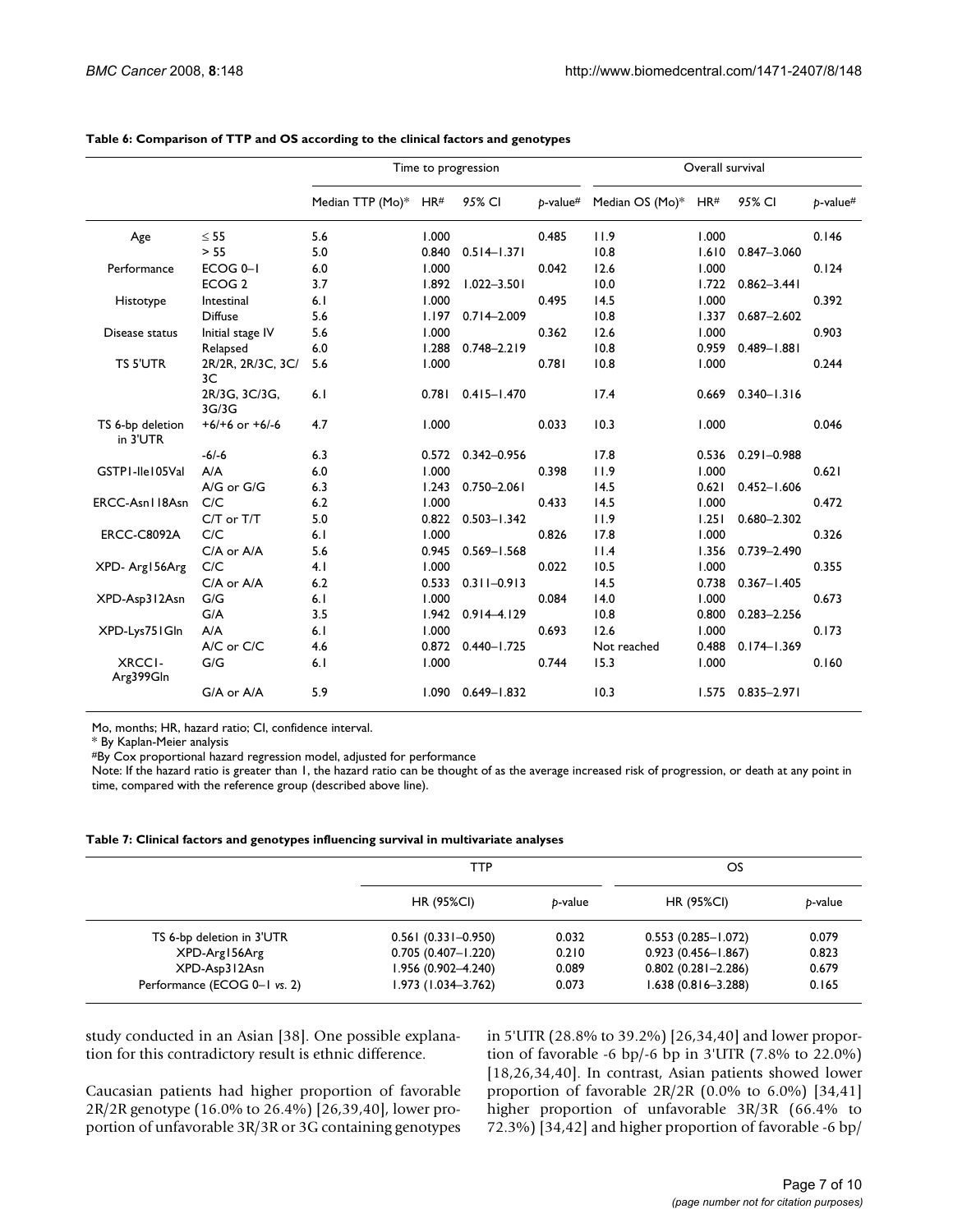**Table 6: Comparison of TTP and OS according to the clinical factors and genotypes**

| | | Time to progression | | | | Overall survival | | | |
|---|---|---|---|---|---|---|---|---|---|
| | | Median TTP (Mo)* | HR# | 95% CI | *p*-value# | Median OS (Mo)* | HR# | 95% CI | *p*-value# |
| Age | ≤ 55 | 5.6 | 1.000 | | 0.485 | 11.9 | 1.000 | | 0.146 |
| | > 55 | 5.0 | 0.840 | 0.514–1.371 | | 10.8 | 1.610 | 0.847–3.060 | |
| Performance | ECOG 0–1 | 6.0 | 1.000 | | 0.042 | 12.6 | 1.000 | | 0.124 |
| | ECOG 2 | 3.7 | 1.892 | 1.022–3.501 | | 10.0 | 1.722 | 0.862–3.441 | |
| Histotype | Intestinal | 6.1 | 1.000 | | 0.495 | 14.5 | 1.000 | | 0.392 |
| | Diffuse | 5.6 | 1.197 | 0.714–2.009 | | 10.8 | 1.337 | 0.687–2.602 | |
| Disease status | Initial stage IV | 5.6 | 1.000 | | 0.362 | 12.6 | 1.000 | | 0.903 |
| | Relapsed | 6.0 | 1.288 | 0.748–2.219 | | 10.8 | 0.959 | 0.489–1.881 | |
| TS 5'UTR | 2R/2R, 2R/3C, 3C/3C | 5.6 | 1.000 | | 0.781 | 10.8 | 1.000 | | 0.244 |
| | 2R/3G, 3C/3G, 3G/3G | 6.1 | 0.781 | 0.415–1.470 | | 17.4 | 0.669 | 0.340–1.316 | |
| TS 6-bp deletion in 3'UTR | +6/+6 or +6/-6 | 4.7 | 1.000 | | 0.033 | 10.3 | 1.000 | | 0.046 |
| | -6/-6 | 6.3 | 0.572 | 0.342–0.956 | | 17.8 | 0.536 | 0.291–0.988 | |
| GSTP1-Ile105Val | A/A | 6.0 | 1.000 | | 0.398 | 11.9 | 1.000 | | 0.621 |
| | A/G or G/G | 6.3 | 1.243 | 0.750–2.061 | | 14.5 | 0.621 | 0.452–1.606 | |
| ERCC-Asn118Asn | C/C | 6.2 | 1.000 | | 0.433 | 14.5 | 1.000 | | 0.472 |
| | C/T or T/T | 5.0 | 0.822 | 0.503–1.342 | | 11.9 | 1.251 | 0.680–2.302 | |
| ERCC-C8092A | C/C | 6.1 | 1.000 | | 0.826 | 17.8 | 1.000 | | 0.326 |
| | C/A or A/A | 5.6 | 0.945 | 0.569–1.568 | | 11.4 | 1.356 | 0.739–2.490 | |
| XPD- Arg156Arg | C/C | 4.1 | 1.000 | | 0.022 | 10.5 | 1.000 | | 0.355 |
| | C/A or A/A | 6.2 | 0.533 | 0.311–0.913 | | 14.5 | 0.738 | 0.367–1.405 | |
| XPD-Asp312Asn | G/G | 6.1 | 1.000 | | 0.084 | 14.0 | 1.000 | | 0.673 |
| | G/A | 3.5 | 1.942 | 0.914–4.129 | | 10.8 | 0.800 | 0.283–2.256 | |
| XPD-Lys751Gln | A/A | 6.1 | 1.000 | | 0.693 | 12.6 | 1.000 | | 0.173 |
| | A/C or C/C | 4.6 | 0.872 | 0.440–1.725 | | Not reached | 0.488 | 0.174–1.369 | |
| XRCC1-Arg399Gln | G/G | 6.1 | 1.000 | | 0.744 | 15.3 | 1.000 | | 0.160 |
| | G/A or A/A | 5.9 | 1.090 | 0.649–1.832 | | 10.3 | 1.575 | 0.835–2.971 | |

Mo, months; HR, hazard ratio; CI, confidence interval.
\* By Kaplan-Meier analysis
#By Cox proportional hazard regression model, adjusted for performance
Note: If the hazard ratio is greater than 1, the hazard ratio can be thought of as the average increased risk of progression, or death at any point in time, compared with the reference group (described above line).

**Table 7: Clinical factors and genotypes influencing survival in multivariate analyses**

| | TTP | | OS | |
|---|---|---|---|---|
| | HR (95%CI) | *p*-value | HR (95%CI) | *p*-value |
| TS 6-bp deletion in 3'UTR | 0.561 (0.331–0.950) | 0.032 | 0.553 (0.285–1.072) | 0.079 |
| XPD-Arg156Arg | 0.705 (0.407–1.220) | 0.210 | 0.923 (0.456–1.867) | 0.823 |
| XPD-Asp312Asn | 1.956 (0.902–4.240) | 0.089 | 0.802 (0.281–2.286) | 0.679 |
| Performance (ECOG 0–1 *vs.* 2) | 1.973 (1.034–3.762) | 0.073 | 1.638 (0.816–3.288) | 0.165 |

study conducted in an Asian [38]. One possible explanation for this contradictory result is ethnic difference.

Caucasian patients had higher proportion of favorable 2R/2R genotype (16.0% to 26.4%) [26,39,40], lower proportion of unfavorable 3R/3R or 3G containing genotypes in 5'UTR (28.8% to 39.2%) [26,34,40] and lower proportion of favorable -6 bp/-6 bp in 3'UTR (7.8% to 22.0%) [18,26,34,40]. In contrast, Asian patients showed lower proportion of favorable 2R/2R (0.0% to 6.0%) [34,41] higher proportion of unfavorable 3R/3R (66.4% to 72.3%) [34,42] and higher proportion of favorable -6 bp/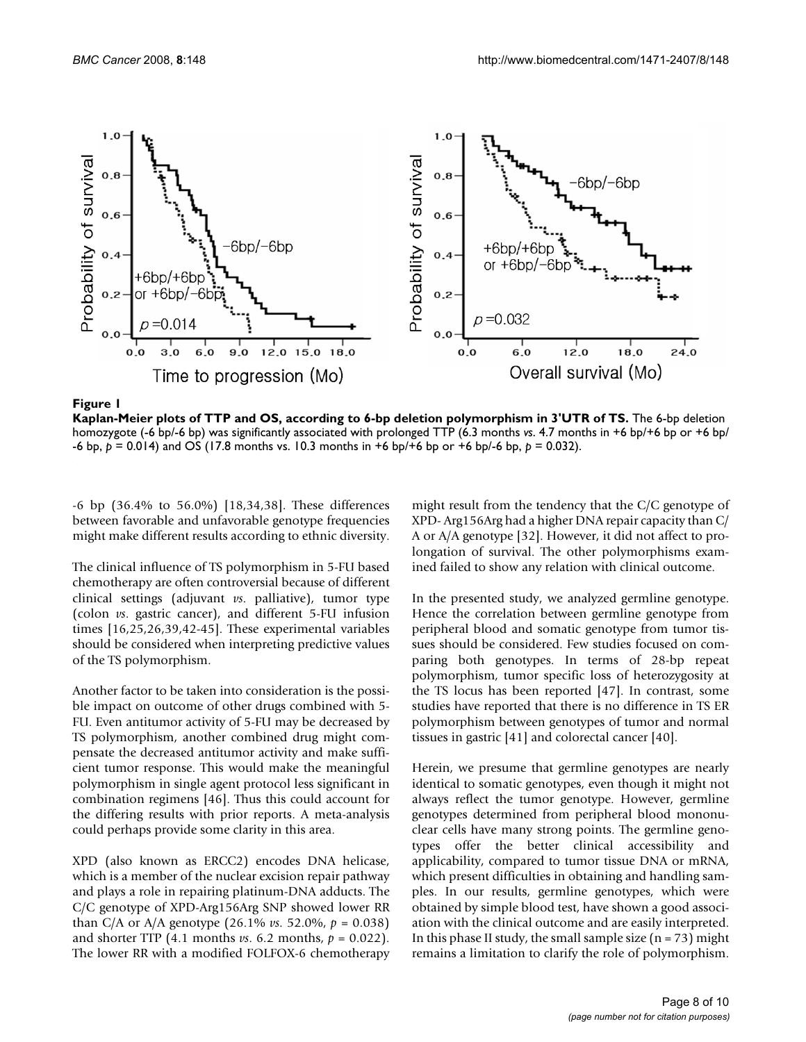**Figure 1**

**Kaplan-Meier plots of TTP and OS, according to 6-bp deletion polymorphism in 3'UTR of TS.** The 6-bp deletion homozygote (-6 bp/-6 bp) was significantly associated with prolonged TTP (6.3 months *vs.* 4.7 months in +6 bp/+6 bp or +6 bp/-6 bp, $p = 0.014$) and OS (17.8 months vs. 10.3 months in +6 bp/+6 bp or +6 bp/-6 bp, $p = 0.032$).

-6 bp (36.4% to 56.0%) [18,34,38]. These differences between favorable and unfavorable genotype frequencies might make different results according to ethnic diversity.

The clinical influence of TS polymorphism in 5-FU based chemotherapy are often controversial because of different clinical settings (adjuvant *vs*. palliative), tumor type (colon *vs*. gastric cancer), and different 5-FU infusion times [16,25,26,39,42-45]. These experimental variables should be considered when interpreting predictive values of the TS polymorphism.

Another factor to be taken into consideration is the possible impact on outcome of other drugs combined with 5-FU. Even antitumor activity of 5-FU may be decreased by TS polymorphism, another combined drug might compensate the decreased antitumor activity and make sufficient tumor response. This would make the meaningful polymorphism in single agent protocol less significant in combination regimens [46]. Thus this could account for the differing results with prior reports. A meta-analysis could perhaps provide some clarity in this area.

XPD (also known as ERCC2) encodes DNA helicase, which is a member of the nuclear excision repair pathway and plays a role in repairing platinum-DNA adducts. The C/C genotype of XPD-Arg156Arg SNP showed lower RR than C/A or A/A genotype (26.1% *vs*. 52.0%, $p = 0.038$) and shorter TTP (4.1 months *vs*. 6.2 months, $p = 0.022$). The lower RR with a modified FOLFOX-6 chemotherapy might result from the tendency that the C/C genotype of XPD- Arg156Arg had a higher DNA repair capacity than C/A or A/A genotype [32]. However, it did not affect to prolongation of survival. The other polymorphisms examined failed to show any relation with clinical outcome.

In the presented study, we analyzed germline genotype. Hence the correlation between germline genotype from peripheral blood and somatic genotype from tumor tissues should be considered. Few studies focused on comparing both genotypes. In terms of 28-bp repeat polymorphism, tumor specific loss of heterozygosity at the TS locus has been reported [47]. In contrast, some studies have reported that there is no difference in TS ER polymorphism between genotypes of tumor and normal tissues in gastric [41] and colorectal cancer [40].

Herein, we presume that germline genotypes are nearly identical to somatic genotypes, even though it might not always reflect the tumor genotype. However, germline genotypes determined from peripheral blood mononuclear cells have many strong points. The germline genotypes offer the better clinical accessibility and applicability, compared to tumor tissue DNA or mRNA, which present difficulties in obtaining and handling samples. In our results, germline genotypes, which were obtained by simple blood test, have shown a good association with the clinical outcome and are easily interpreted. In this phase II study, the small sample size ($n = 73$) might remains a limitation to clarify the role of polymorphism.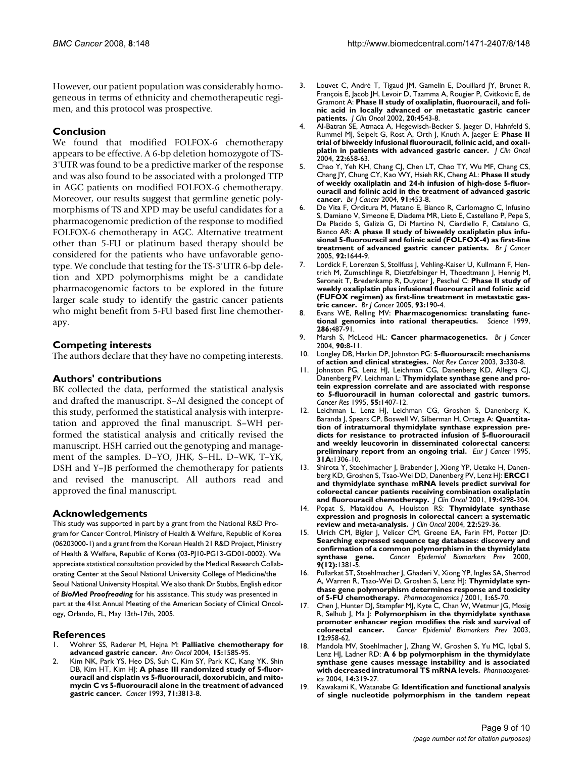However, our patient population was considerably homogeneous in terms of ethnicity and chemotherapeutic regimen, and this protocol was prospective.

## Conclusion

We found that modified FOLFOX-6 chemotherapy appears to be effective. A 6-bp deletion homozygote of TS-3'UTR was found to be a predictive marker of the response and was also found to be associated with a prolonged TTP in AGC patients on modified FOLFOX-6 chemotherapy. Moreover, our results suggest that germline genetic polymorphisms of TS and XPD may be useful candidates for a pharmacogenomic prediction of the response to modified FOLFOX-6 chemotherapy in AGC. Alternative treatment other than 5-FU or platinum based therapy should be considered for the patients who have unfavorable genotype. We conclude that testing for the TS-3'UTR 6-bp deletion and XPD polymorphisms might be a candidate pharmacogenomic factors to be explored in the future larger scale study to identify the gastric cancer patients who might benefit from 5-FU based first line chemotherapy.

## Competing interests

The authors declare that they have no competing interests.

## Authors' contributions

BK collected the data, performed the statistical analysis and drafted the manuscript. S–AI designed the concept of this study, performed the statistical analysis with interpretation and approved the final manuscript. S–WH performed the statistical analysis and critically revised the manuscript. HSH carried out the genotyping and management of the samples. D–YO, JHK, S–HL, D–WK, T–YK, DSH and Y–JB performed the chemotherapy for patients and revised the manuscript. All authors read and approved the final manuscript.

## Acknowledgements

This study was supported in part by a grant from the National R&D Program for Cancer Control, Ministry of Health & Welfare, Republic of Korea (06203000-1) and a grant from the Korean Health 21 R&D Project, Ministry of Health & Welfare, Republic of Korea (03-PJ10-PG13-GD01-0002). We appreciate statistical consultation provided by the Medical Research Collaborating Center at the Seoul National University College of Medicine/the Seoul National University Hospital. We also thank Dr Stubbs, English editor of ***BioMed Proofreading*** for his assistance. This study was presented in part at the 41st Annual Meeting of the American Society of Clinical Oncology, Orlando, FL, May 13th-17th, 2005.

## References

1. Wohrer SS, Raderer M, Hejna M: **Palliative chemotherapy for advanced gastric cancer.** *Ann Oncol* 2004, **15:**1585-95.
2. Kim NK, Park YS, Heo DS, Suh C, Kim SY, Park KC, Kang YK, Shin DB, Kim HT, Kim HJ: **A phase III randomized study of 5-fluorouracil and cisplatin vs 5-fluorouracil, doxorubicin, and mitomycin C vs 5-fluorouracil alone in the treatment of advanced gastric cancer.** *Cancer* 1993, **71:**3813-8.
3. Louvet C, André T, Tigaud JM, Gamelin E, Douillard JY, Brunet R, François E, Jacob JH, Levoir D, Taamma A, Rougier P, Cvitkovic E, de Gramont A: **Phase II study of oxaliplatin, fluorouracil, and folinic acid in locally advanced or metastatic gastric cancer patients.** *J Clin Oncol* 2002, **20:**4543-8.
4. Al-Batran SE, Atmaca A, Hegewisch-Becker S, Jaeger D, Hahnfeld S, Rummel MJ, Seipelt G, Rost A, Orth J, Knuth A, Jaeger E: **Phase II trial of biweekly infusional fluorouracil, folinic acid, and oxaliplatin in patients with advanced gastric cancer.** *J Clin Oncol* 2004, **22:**658-63.
5. Chao Y, Yeh KH, Chang CJ, Chen LT, Chao TY, Wu MF, Chang CS, Chang JY, Chung CY, Kao WY, Hsieh RK, Cheng AL: **Phase II study of weekly oxaliplatin and 24-h infusion of high-dose 5-fluorouracil and folinic acid in the treatment of advanced gastric cancer.** *Br J Cancer* 2004, **91:**453-8.
6. De Vita F, Orditura M, Matano E, Bianco R, Carlomagno C, Infusino S, Damiano V, Simeone E, Diadema MR, Lieto E, Castellano P, Pepe S, De Placido S, Galizia G, Di Martino N, Ciardiello F, Catalano G, Bianco AR: **A phase II study of biweekly oxaliplatin plus infusional 5-fluorouracil and folinic acid (FOLFOX-4) as first-line treatment of advanced gastric cancer patients.** *Br J Cancer* 2005, **92:**1644-9.
7. Lordick F, Lorenzen S, Stollfuss J, Vehling-Kaiser U, Kullmann F, Hentrich M, Zumschlinge R, Dietzfelbinger H, Thoedtmann J, Hennig M, Seroneit T, Bredenkamp R, Duyster J, Peschel C: **Phase II study of weekly oxaliplatin plus infusional fluorouracil and folinic acid (FUFOX regimen) as first-line treatment in metastatic gastric cancer.** *Br J Cancer* 2005, **93:**190-4.
8. Evans WE, Relling MV: **Pharmacogenomics: translating functional genomics into rational therapeutics.** *Science* 1999, **286:**487-91.
9. Marsh S, McLeod HL: **Cancer pharmacogenetics.** *Br J Cancer* 2004, **90:**8-11.
10. Longley DB, Harkin DP, Johnston PG: **5-fluorouracil: mechanisms of action and clinical strategies.** *Nat Rev Cancer* 2003, **3:**330-8.
11. Johnston PG, Lenz HJ, Leichman CG, Danenberg KD, Allegra CJ, Danenberg PV, Leichman L: **Thymidylate synthase gene and protein expression correlate and are associated with response to 5-fluorouracil in human colorectal and gastric tumors.** *Cancer Res* 1995, **55:**1407-12.
12. Leichman L, Lenz HJ, Leichman CG, Groshen S, Danenberg K, Baranda J, Spears CP, Boswell W, Silberman H, Ortega A: **Quantitation of intratumoral thymidylate synthase expression predicts for resistance to protracted infusion of 5-fluorouracil and weekly leucovorin in disseminated colorectal cancers: preliminary report from an ongoing trial.** *Eur J Cancer* 1995, **31A:**1306-10.
13. Shirota Y, Stoehlmacher J, Brabender J, Xiong YP, Uetake H, Danenberg KD, Groshen S, Tsao-Wei DD, Danenberg PV, Lenz HJ: **ERCC1 and thymidylate synthase mRNA levels predict survival for colorectal cancer patients receiving combination oxaliplatin and fluorouracil chemotherapy.** *J Clin Oncol* 2001, **19:**4298-304.
14. Popat S, Matakidou A, Houlston RS: **Thymidylate synthase expression and prognosis in colorectal cancer: a systematic review and meta-analysis.** *J Clin Oncol* 2004, **22:**529-36.
15. Ulrich CM, Bigler J, Velicer CM, Greene EA, Farin FM, Potter JD: **Searching expressed sequence tag databases: discovery and confirmation of a common polymorphism in the thymidylate synthase gene.** *Cancer Epidemiol Biomarkers Prev* 2000, **9(12):**1381-5.
16. Pullarkat ST, Stoehlmacher J, Ghaderi V, Xiong YP, Ingles SA, Sherrod A, Warren R, Tsao-Wei D, Groshen S, Lenz HJ: **Thymidylate synthase gene polymorphism determines response and toxicity of 5-FU chemotherapy.** *Pharmacogenomics J* 2001, **1:**65-70.
17. Chen J, Hunter DJ, Stampfer MJ, Kyte C, Chan W, Wetmur JG, Mosig R, Selhub J, Ma J: **Polymorphism in the thymidylate synthase promoter enhancer region modifies the risk and survival of colorectal cancer.** *Cancer Epidemiol Biomarkers Prev* 2003, **12:**958-62.
18. Mandola MV, Stoehlmacher J, Zhang W, Groshen S, Yu MC, Iqbal S, Lenz HJ, Ladner RD: **A 6 bp polymorphism in the thymidylate synthase gene causes message instability and is associated with decreased intratumoral TS mRNA levels.** *Pharmacogenetics* 2004, **14:**319-27.
19. Kawakami K, Watanabe G: **Identification and functional analysis of single nucleotide polymorphism in the tandem repeat**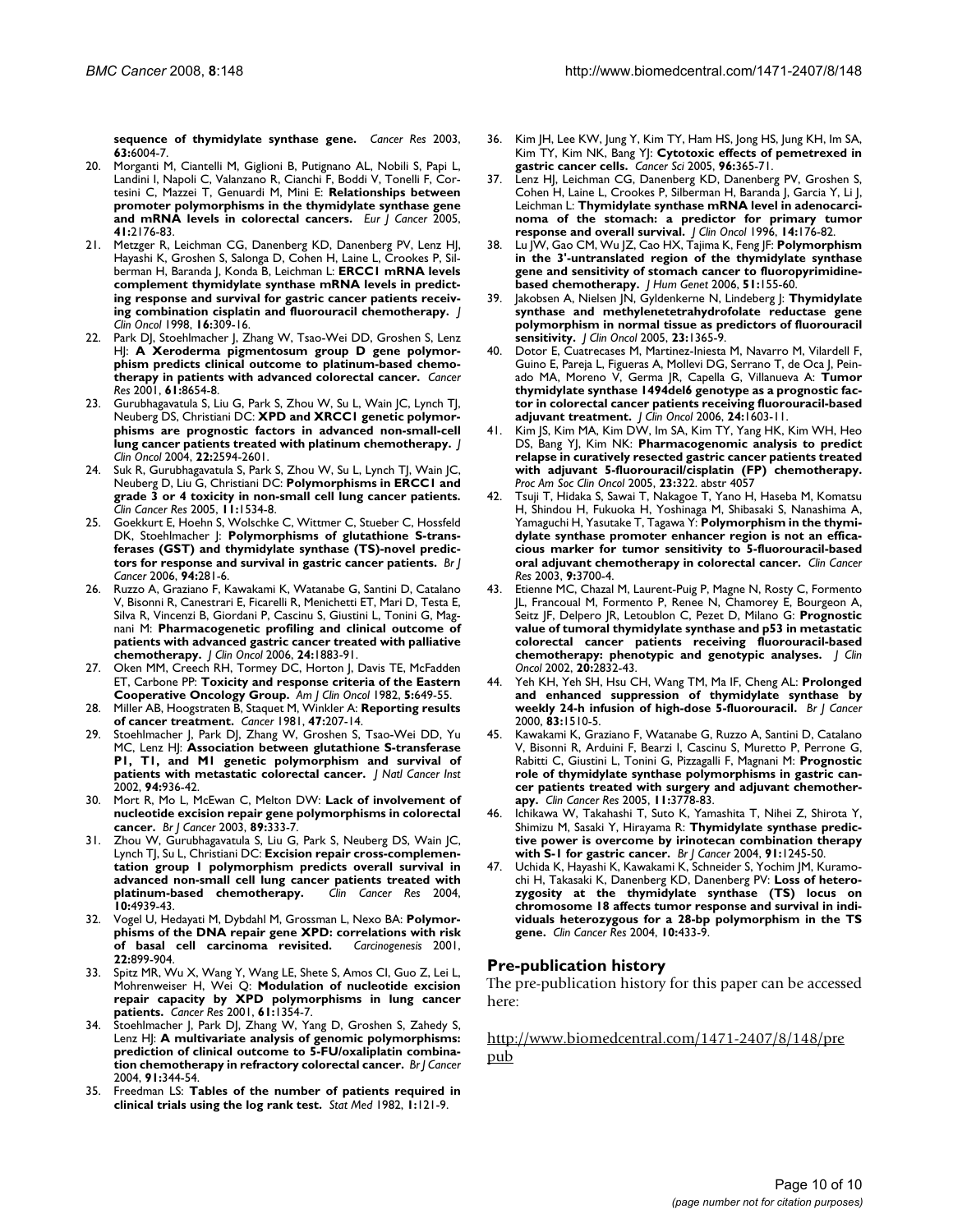**sequence of thymidylate synthase gene.** *Cancer Res* 2003, **63:**6004-7.

20. Morganti M, Ciantelli M, Giglioni B, Putignano AL, Nobili S, Papi L, Landini I, Napoli C, Valanzano R, Cianchi F, Boddi V, Tonelli F, Cortesini C, Mazzei T, Genuardi M, Mini E: **Relationships between promoter polymorphisms in the thymidylate synthase gene and mRNA levels in colorectal cancers.** *Eur J Cancer* 2005, **41:**2176-83.
21. Metzger R, Leichman CG, Danenberg KD, Danenberg PV, Lenz HJ, Hayashi K, Groshen S, Salonga D, Cohen H, Laine L, Crookes P, Silberman H, Baranda J, Konda B, Leichman L: **ERCC1 mRNA levels complement thymidylate synthase mRNA levels in predicting response and survival for gastric cancer patients receiving combination cisplatin and fluorouracil chemotherapy.** *J Clin Oncol* 1998, **16:**309-16.
22. Park DJ, Stoehlmacher J, Zhang W, Tsao-Wei DD, Groshen S, Lenz HJ: **A Xeroderma pigmentosum group D gene polymorphism predicts clinical outcome to platinum-based chemotherapy in patients with advanced colorectal cancer.** *Cancer Res* 2001, **61:**8654-8.
23. Gurubhagavatula S, Liu G, Park S, Zhou W, Su L, Wain JC, Lynch TJ, Neuberg DS, Christiani DC: **XPD and XRCC1 genetic polymorphisms are prognostic factors in advanced non-small-cell lung cancer patients treated with platinum chemotherapy.** *J Clin Oncol* 2004, **22:**2594-2601.
24. Suk R, Gurubhagavatula S, Park S, Zhou W, Su L, Lynch TJ, Wain JC, Neuberg D, Liu G, Christiani DC: **Polymorphisms in ERCC1 and grade 3 or 4 toxicity in non-small cell lung cancer patients.** *Clin Cancer Res* 2005, **11:**1534-8.
25. Goekkurt E, Hoehn S, Wolschke C, Wittmer C, Stueber C, Hossfeld DK, Stoehlmacher J: **Polymorphisms of glutathione S-transferases (GST) and thymidylate synthase (TS)-novel predictors for response and survival in gastric cancer patients.** *Br J Cancer* 2006, **94:**281-6.
26. Ruzzo A, Graziano F, Kawakami K, Watanabe G, Santini D, Catalano V, Bisonni R, Canestrari E, Ficarelli R, Menichetti ET, Mari D, Testa E, Silva R, Vincenzi B, Giordani P, Cascinu S, Giustini L, Tonini G, Magnani M: **Pharmacogenetic profiling and clinical outcome of patients with advanced gastric cancer treated with palliative chemotherapy.** *J Clin Oncol* 2006, **24:**1883-91.
27. Oken MM, Creech RH, Tormey DC, Horton J, Davis TE, McFadden ET, Carbone PP: **Toxicity and response criteria of the Eastern Cooperative Oncology Group.** *Am J Clin Oncol* 1982, **5:**649-55.
28. Miller AB, Hoogstraten B, Staquet M, Winkler A: **Reporting results of cancer treatment.** *Cancer* 1981, **47:**207-14.
29. Stoehlmacher J, Park DJ, Zhang W, Groshen S, Tsao-Wei DD, Yu MC, Lenz HJ: **Association between glutathione S-transferase P1, T1, and M1 genetic polymorphism and survival of patients with metastatic colorectal cancer.** *J Natl Cancer Inst* 2002, **94:**936-42.
30. Mort R, Mo L, McEwan C, Melton DW: **Lack of involvement of nucleotide excision repair gene polymorphisms in colorectal cancer.** *Br J Cancer* 2003, **89:**333-7.
31. Zhou W, Gurubhagavatula S, Liu G, Park S, Neuberg DS, Wain JC, Lynch TJ, Su L, Christiani DC: **Excision repair cross-complementation group 1 polymorphism predicts overall survival in advanced non-small cell lung cancer patients treated with platinum-based chemotherapy.** *Clin Cancer Res* 2004, **10:**4939-43.
32. Vogel U, Hedayati M, Dybdahl M, Grossman L, Nexo BA: **Polymorphisms of the DNA repair gene XPD: correlations with risk of basal cell carcinoma revisited.** *Carcinogenesis* 2001, **22:**899-904.
33. Spitz MR, Wu X, Wang Y, Wang LE, Shete S, Amos CI, Guo Z, Lei L, Mohrenweiser H, Wei Q: **Modulation of nucleotide excision repair capacity by XPD polymorphisms in lung cancer patients.** *Cancer Res* 2001, **61:**1354-7.
34. Stoehlmacher J, Park DJ, Zhang W, Yang D, Groshen S, Zahedy S, Lenz HJ: **A multivariate analysis of genomic polymorphisms: prediction of clinical outcome to 5-FU/oxaliplatin combination chemotherapy in refractory colorectal cancer.** *Br J Cancer* 2004, **91:**344-54.
35. Freedman LS: **Tables of the number of patients required in clinical trials using the log rank test.** *Stat Med* 1982, **1:**121-9.
36. Kim JH, Lee KW, Jung Y, Kim TY, Ham HS, Jong HS, Jung KH, Im SA, Kim TY, Kim NK, Bang YJ: **Cytotoxic effects of pemetrexed in gastric cancer cells.** *Cancer Sci* 2005, **96:**365-71.
37. Lenz HJ, Leichman CG, Danenberg KD, Danenberg PV, Groshen S, Cohen H, Laine L, Crookes P, Silberman H, Baranda J, Garcia Y, Li J, Leichman L: **Thymidylate synthase mRNA level in adenocarcinoma of the stomach: a predictor for primary tumor response and overall survival.** *J Clin Oncol* 1996, **14:**176-82.
38. Lu JW, Gao CM, Wu JZ, Cao HX, Tajima K, Feng JF: **Polymorphism in the 3'-untranslated region of the thymidylate synthase gene and sensitivity of stomach cancer to fluoropyrimidine-based chemotherapy.** *J Hum Genet* 2006, **51:**155-60.
39. Jakobsen A, Nielsen JN, Gyldenkerne N, Lindeberg J: **Thymidylate synthase and methylenetetrahydrofolate reductase gene polymorphism in normal tissue as predictors of fluorouracil sensitivity.** *J Clin Oncol* 2005, **23:**1365-9.
40. Dotor E, Cuatrecases M, Martinez-Iniesta M, Navarro M, Vilardell F, Guino E, Pareja L, Figueras A, Mollevi DG, Serrano T, de Oca J, Peinado MA, Moreno V, Germa JR, Capella G, Villanueva A: **Tumor thymidylate synthase 1494del6 genotype as a prognostic factor in colorectal cancer patients receiving fluorouracil-based adjuvant treatment.** *J Clin Oncol* 2006, **24:**1603-11.
41. Kim JS, Kim MA, Kim DW, Im SA, Kim TY, Yang HK, Kim WH, Heo DS, Bang YJ, Kim NK: **Pharmacogenomic analysis to predict relapse in curatively resected gastric cancer patients treated with adjuvant 5-fluorouracil/cisplatin (FP) chemotherapy.** *Proc Am Soc Clin Oncol* 2005, **23:**322. abstr 4057
42. Tsuji T, Hidaka S, Sawai T, Nakagoe T, Yano H, Haseba M, Komatsu H, Shindou H, Fukuoka H, Yoshinaga M, Shibasaki S, Nanashima A, Yamaguchi H, Yasutake T, Tagawa Y: **Polymorphism in the thymidylate synthase promoter enhancer region is not an efficacious marker for tumor sensitivity to 5-fluorouracil-based oral adjuvant chemotherapy in colorectal cancer.** *Clin Cancer Res* 2003, **9:**3700-4.
43. Etienne MC, Chazal M, Laurent-Puig P, Magne N, Rosty C, Formento JL, Francoual M, Formento P, Renee N, Chamorey E, Bourgeon A, Seitz JF, Delpero JR, Letoublon C, Pezet D, Milano G: **Prognostic value of tumoral thymidylate synthase and p53 in metastatic colorectal cancer patients receiving fluorouracil-based chemotherapy: phenotypic and genotypic analyses.** *J Clin Oncol* 2002, **20:**2832-43.
44. Yeh KH, Yeh SH, Hsu CH, Wang TM, Ma IF, Cheng AL: **Prolonged and enhanced suppression of thymidylate synthase by weekly 24-h infusion of high-dose 5-fluorouracil.** *Br J Cancer* 2000, **83:**1510-5.
45. Kawakami K, Graziano F, Watanabe G, Ruzzo A, Santini D, Catalano V, Bisonni R, Arduini F, Bearzi I, Cascinu S, Muretto P, Perrone G, Rabitti C, Giustini L, Tonini G, Pizzagalli F, Magnani M: **Prognostic role of thymidylate synthase polymorphisms in gastric cancer patients treated with surgery and adjuvant chemotherapy.** *Clin Cancer Res* 2005, **11:**3778-83.
46. Ichikawa W, Takahashi T, Suto K, Yamashita T, Nihei Z, Shirota Y, Shimizu M, Sasaki Y, Hirayama R: **Thymidylate synthase predictive power is overcome by irinotecan combination therapy with S-1 for gastric cancer.** *Br J Cancer* 2004, **91:**1245-50.
47. Uchida K, Hayashi K, Kawakami K, Schneider S, Yochim JM, Kuramochi H, Takasaki K, Danenberg KD, Danenberg PV: **Loss of heterozygosity at the thymidylate synthase (TS) locus on chromosome 18 affects tumor response and survival in individuals heterozygous for a 28-bp polymorphism in the TS gene.** *Clin Cancer Res* 2004, **10:**433-9.

## Pre-publication history

The pre-publication history for this paper can be accessed here:

http://www.biomedcentral.com/1471-2407/8/148/prepub